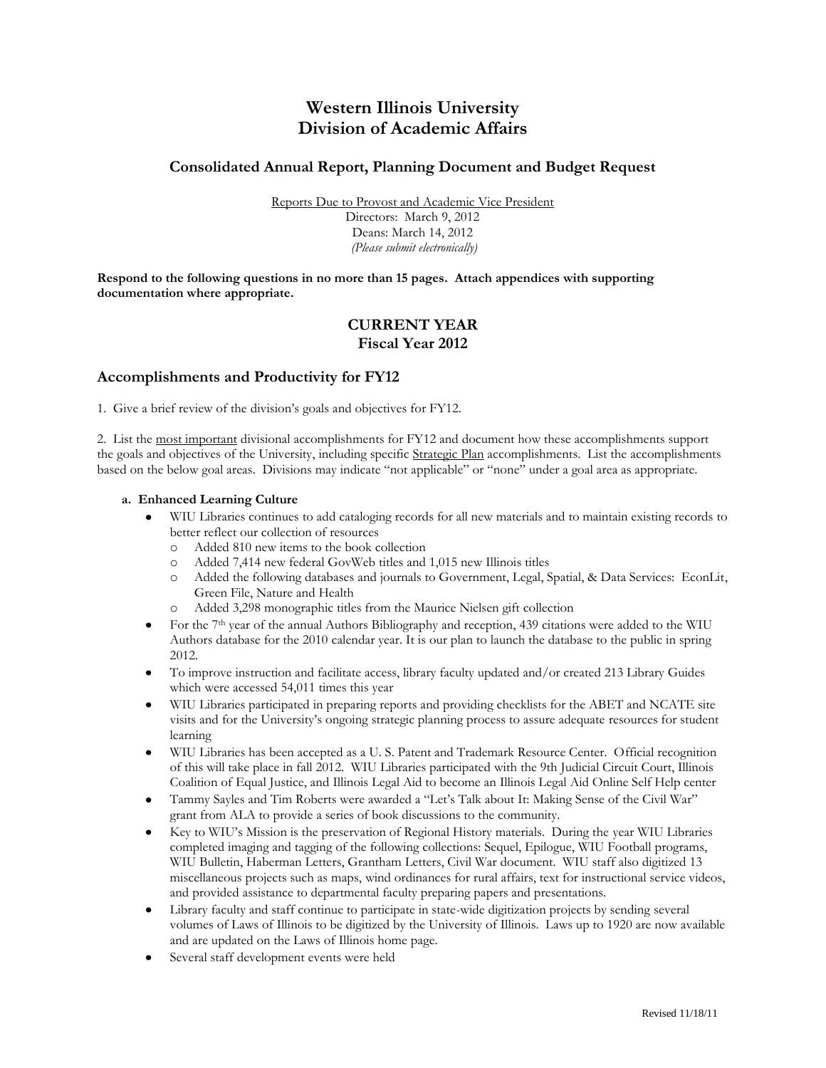# Western Illinois University
# Division of Academic Affairs

## Consolidated Annual Report, Planning Document and Budget Request

Reports Due to Provost and Academic Vice President
Directors: March 9, 2012
Deans: March 14, 2012
*(Please submit electronically)*

**Respond to the following questions in no more than 15 pages. Attach appendices with supporting documentation where appropriate.**

## CURRENT YEAR
## Fiscal Year 2012

## Accomplishments and Productivity for FY12

1. Give a brief review of the division's goals and objectives for FY12.

2. List the most important divisional accomplishments for FY12 and document how these accomplishments support the goals and objectives of the University, including specific Strategic Plan accomplishments. List the accomplishments based on the below goal areas. Divisions may indicate "not applicable" or "none" under a goal area as appropriate.

**a. Enhanced Learning Culture**

- WIU Libraries continues to add cataloging records for all new materials and to maintain existing records to better reflect our collection of resources
  - Added 810 new items to the book collection
  - Added 7,414 new federal GovWeb titles and 1,015 new Illinois titles
  - Added the following databases and journals to Government, Legal, Spatial, & Data Services: EconLit, Green File, Nature and Health
  - Added 3,298 monographic titles from the Maurice Nielsen gift collection
- For the 7th year of the annual Authors Bibliography and reception, 439 citations were added to the WIU Authors database for the 2010 calendar year. It is our plan to launch the database to the public in spring 2012.
- To improve instruction and facilitate access, library faculty updated and/or created 213 Library Guides which were accessed 54,011 times this year
- WIU Libraries participated in preparing reports and providing checklists for the ABET and NCATE site visits and for the University's ongoing strategic planning process to assure adequate resources for student learning
- WIU Libraries has been accepted as a U. S. Patent and Trademark Resource Center. Official recognition of this will take place in fall 2012. WIU Libraries participated with the 9th Judicial Circuit Court, Illinois Coalition of Equal Justice, and Illinois Legal Aid to become an Illinois Legal Aid Online Self Help center
- Tammy Sayles and Tim Roberts were awarded a "Let's Talk about It: Making Sense of the Civil War" grant from ALA to provide a series of book discussions to the community.
- Key to WIU's Mission is the preservation of Regional History materials. During the year WIU Libraries completed imaging and tagging of the following collections: Sequel, Epilogue, WIU Football programs, WIU Bulletin, Haberman Letters, Grantham Letters, Civil War document. WIU staff also digitized 13 miscellaneous projects such as maps, wind ordinances for rural affairs, text for instructional service videos, and provided assistance to departmental faculty preparing papers and presentations.
- Library faculty and staff continue to participate in state-wide digitization projects by sending several volumes of Laws of Illinois to be digitized by the University of Illinois. Laws up to 1920 are now available and are updated on the Laws of Illinois home page.
- Several staff development events were held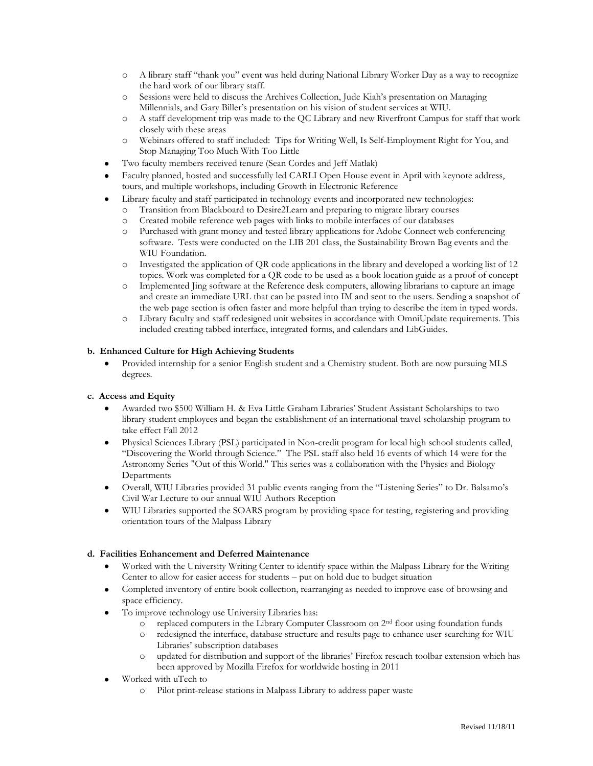- A library staff "thank you" event was held during National Library Worker Day as a way to recognize the hard work of our library staff.
  - Sessions were held to discuss the Archives Collection, Jude Kiah's presentation on Managing Millennials, and Gary Biller's presentation on his vision of student services at WIU.
  - A staff development trip was made to the QC Library and new Riverfront Campus for staff that work closely with these areas
  - Webinars offered to staff included: Tips for Writing Well, Is Self-Employment Right for You, and Stop Managing Too Much With Too Little
- Two faculty members received tenure (Sean Cordes and Jeff Matlak)
- Faculty planned, hosted and successfully led CARLI Open House event in April with keynote address, tours, and multiple workshops, including Growth in Electronic Reference
- Library faculty and staff participated in technology events and incorporated new technologies:
  - Transition from Blackboard to Desire2Learn and preparing to migrate library courses
  - Created mobile reference web pages with links to mobile interfaces of our databases
  - Purchased with grant money and tested library applications for Adobe Connect web conferencing software. Tests were conducted on the LIB 201 class, the Sustainability Brown Bag events and the WIU Foundation.
  - Investigated the application of QR code applications in the library and developed a working list of 12 topics. Work was completed for a QR code to be used as a book location guide as a proof of concept
  - Implemented Jing software at the Reference desk computers, allowing librarians to capture an image and create an immediate URL that can be pasted into IM and sent to the users. Sending a snapshot of the web page section is often faster and more helpful than trying to describe the item in typed words.
  - Library faculty and staff redesigned unit websites in accordance with OmniUpdate requirements. This included creating tabbed interface, integrated forms, and calendars and LibGuides.

**b. Enhanced Culture for High Achieving Students**

- Provided internship for a senior English student and a Chemistry student. Both are now pursuing MLS degrees.

**c. Access and Equity**

- Awarded two $500 William H. & Eva Little Graham Libraries' Student Assistant Scholarships to two library student employees and began the establishment of an international travel scholarship program to take effect Fall 2012
- Physical Sciences Library (PSL) participated in Non-credit program for local high school students called, "Discovering the World through Science." The PSL staff also held 16 events of which 14 were for the Astronomy Series "Out of this World." This series was a collaboration with the Physics and Biology Departments
- Overall, WIU Libraries provided 31 public events ranging from the "Listening Series" to Dr. Balsamo's Civil War Lecture to our annual WIU Authors Reception
- WIU Libraries supported the SOARS program by providing space for testing, registering and providing orientation tours of the Malpass Library

**d. Facilities Enhancement and Deferred Maintenance**

- Worked with the University Writing Center to identify space within the Malpass Library for the Writing Center to allow for easier access for students – put on hold due to budget situation
- Completed inventory of entire book collection, rearranging as needed to improve ease of browsing and space efficiency.
- To improve technology use University Libraries has:
  - replaced computers in the Library Computer Classroom on 2nd floor using foundation funds
  - redesigned the interface, database structure and results page to enhance user searching for WIU Libraries' subscription databases
  - updated for distribution and support of the libraries' Firefox reseach toolbar extension which has been approved by Mozilla Firefox for worldwide hosting in 2011
- Worked with uTech to
  - Pilot print-release stations in Malpass Library to address paper waste

Revised 11/18/11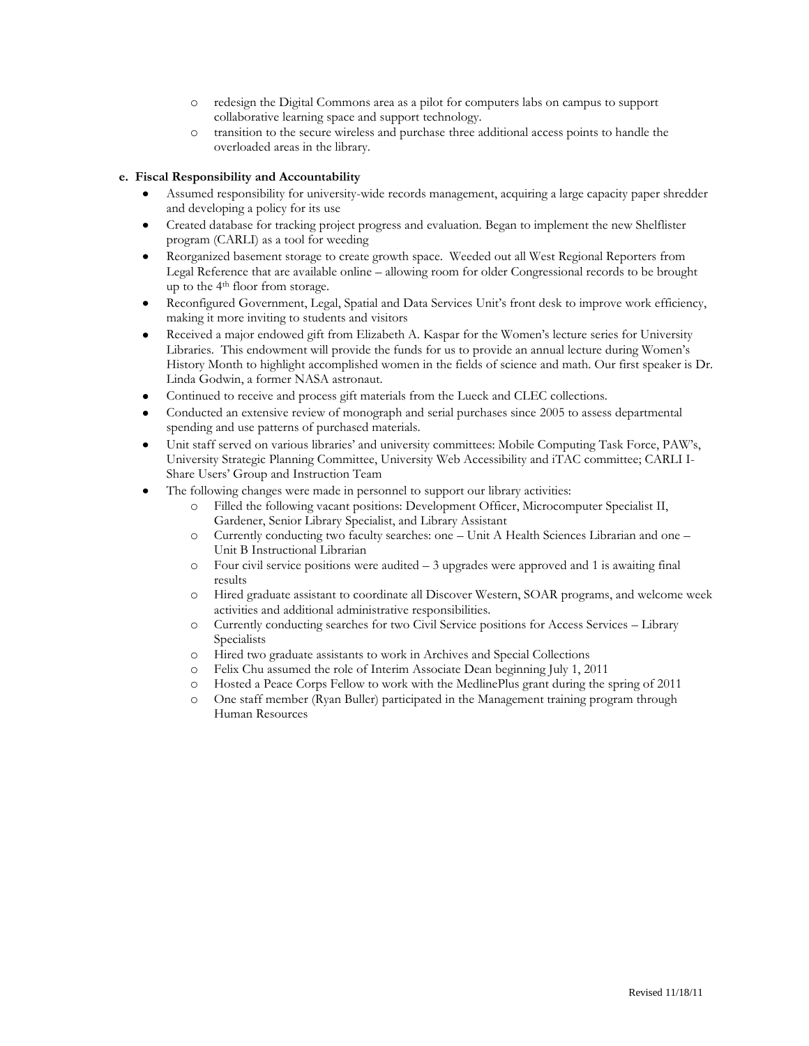- redesign the Digital Commons area as a pilot for computers labs on campus to support collaborative learning space and support technology.
- transition to the secure wireless and purchase three additional access points to handle the overloaded areas in the library.

**e. Fiscal Responsibility and Accountability**

- Assumed responsibility for university-wide records management, acquiring a large capacity paper shredder and developing a policy for its use
- Created database for tracking project progress and evaluation. Began to implement the new Shelflister program (CARLI) as a tool for weeding
- Reorganized basement storage to create growth space. Weeded out all West Regional Reporters from Legal Reference that are available online – allowing room for older Congressional records to be brought up to the 4th floor from storage.
- Reconfigured Government, Legal, Spatial and Data Services Unit's front desk to improve work efficiency, making it more inviting to students and visitors
- Received a major endowed gift from Elizabeth A. Kaspar for the Women's lecture series for University Libraries. This endowment will provide the funds for us to provide an annual lecture during Women's History Month to highlight accomplished women in the fields of science and math. Our first speaker is Dr. Linda Godwin, a former NASA astronaut.
- Continued to receive and process gift materials from the Lueck and CLEC collections.
- Conducted an extensive review of monograph and serial purchases since 2005 to assess departmental spending and use patterns of purchased materials.
- Unit staff served on various libraries' and university committees: Mobile Computing Task Force, PAW's, University Strategic Planning Committee, University Web Accessibility and iTAC committee; CARLI I-Share Users' Group and Instruction Team
- The following changes were made in personnel to support our library activities:
    - Filled the following vacant positions: Development Officer, Microcomputer Specialist II, Gardener, Senior Library Specialist, and Library Assistant
    - Currently conducting two faculty searches: one – Unit A Health Sciences Librarian and one – Unit B Instructional Librarian
    - Four civil service positions were audited – 3 upgrades were approved and 1 is awaiting final results
    - Hired graduate assistant to coordinate all Discover Western, SOAR programs, and welcome week activities and additional administrative responsibilities.
    - Currently conducting searches for two Civil Service positions for Access Services – Library Specialists
    - Hired two graduate assistants to work in Archives and Special Collections
    - Felix Chu assumed the role of Interim Associate Dean beginning July 1, 2011
    - Hosted a Peace Corps Fellow to work with the MedlinePlus grant during the spring of 2011
    - One staff member (Ryan Buller) participated in the Management training program through Human Resources

Revised 11/18/11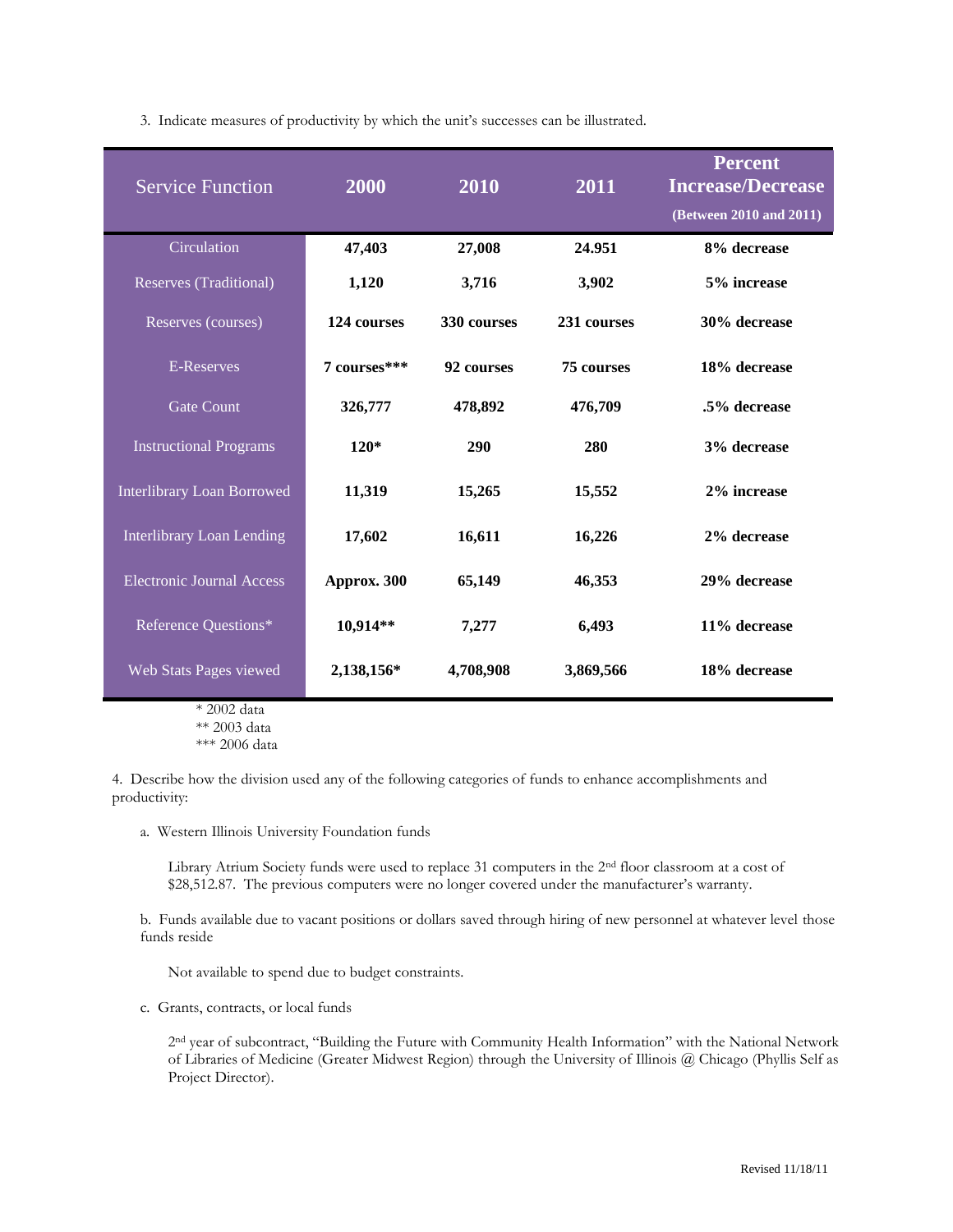3. Indicate measures of productivity by which the unit's successes can be illustrated.

| Service Function | 2000 | 2010 | 2011 | Percent Increase/Decrease (Between 2010 and 2011) |
|---|---|---|---|---|
| Circulation | **47,403** | **27,008** | **24.951** | **8% decrease** |
| Reserves (Traditional) | **1,120** | **3,716** | **3,902** | **5% increase** |
| Reserves (courses) | **124 courses** | **330 courses** | **231 courses** | **30% decrease** |
| E-Reserves | **7 courses*** ** | **92 courses** | **75 courses** | **18% decrease** |
| Gate Count | **326,777** | **478,892** | **476,709** | **.5% decrease** |
| Instructional Programs | **120*** | **290** | **280** | **3% decrease** |
| Interlibrary Loan Borrowed | **11,319** | **15,265** | **15,552** | **2% increase** |
| Interlibrary Loan Lending | **17,602** | **16,611** | **16,226** | **2% decrease** |
| Electronic Journal Access | **Approx. 300** | **65,149** | **46,353** | **29% decrease** |
| Reference Questions* | **10,914**** | **7,277** | **6,493** | **11% decrease** |
| Web Stats Pages viewed | **2,138,156*** | **4,708,908** | **3,869,566** | **18% decrease** |

\* 2002 data
** 2003 data
*** 2006 data

4. Describe how the division used any of the following categories of funds to enhance accomplishments and productivity:

a. Western Illinois University Foundation funds

Library Atrium Society funds were used to replace 31 computers in the 2nd floor classroom at a cost of $28,512.87. The previous computers were no longer covered under the manufacturer's warranty.

b. Funds available due to vacant positions or dollars saved through hiring of new personnel at whatever level those funds reside

Not available to spend due to budget constraints.

c. Grants, contracts, or local funds

2nd year of subcontract, "Building the Future with Community Health Information" with the National Network of Libraries of Medicine (Greater Midwest Region) through the University of Illinois @ Chicago (Phyllis Self as Project Director).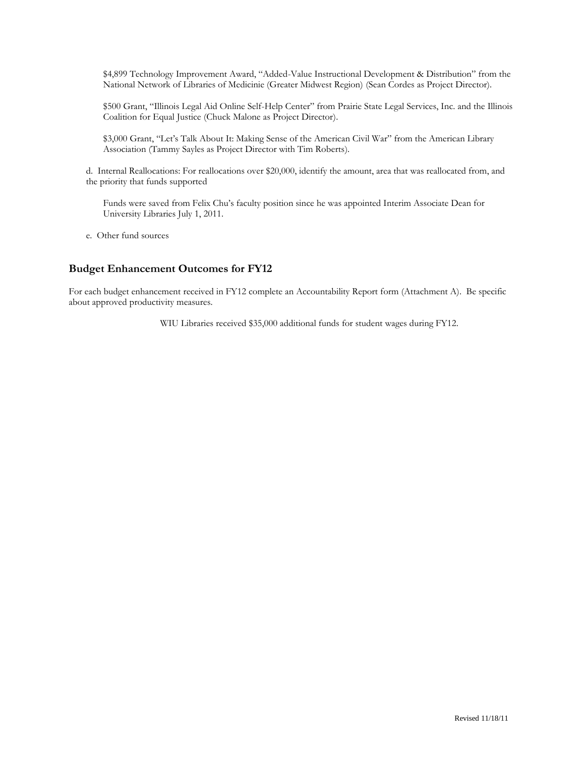$4,899 Technology Improvement Award, "Added-Value Instructional Development & Distribution" from the National Network of Libraries of Medicinie (Greater Midwest Region) (Sean Cordes as Project Director).

$500 Grant, "Illinois Legal Aid Online Self-Help Center" from Prairie State Legal Services, Inc. and the Illinois Coalition for Equal Justice (Chuck Malone as Project Director).

$3,000 Grant, "Let's Talk About It: Making Sense of the American Civil War" from the American Library Association (Tammy Sayles as Project Director with Tim Roberts).

d. Internal Reallocations: For reallocations over $20,000, identify the amount, area that was reallocated from, and the priority that funds supported

Funds were saved from Felix Chu's faculty position since he was appointed Interim Associate Dean for University Libraries July 1, 2011.

e. Other fund sources

## Budget Enhancement Outcomes for FY12

For each budget enhancement received in FY12 complete an Accountability Report form (Attachment A). Be specific about approved productivity measures.

WIU Libraries received $35,000 additional funds for student wages during FY12.

Revised 11/18/11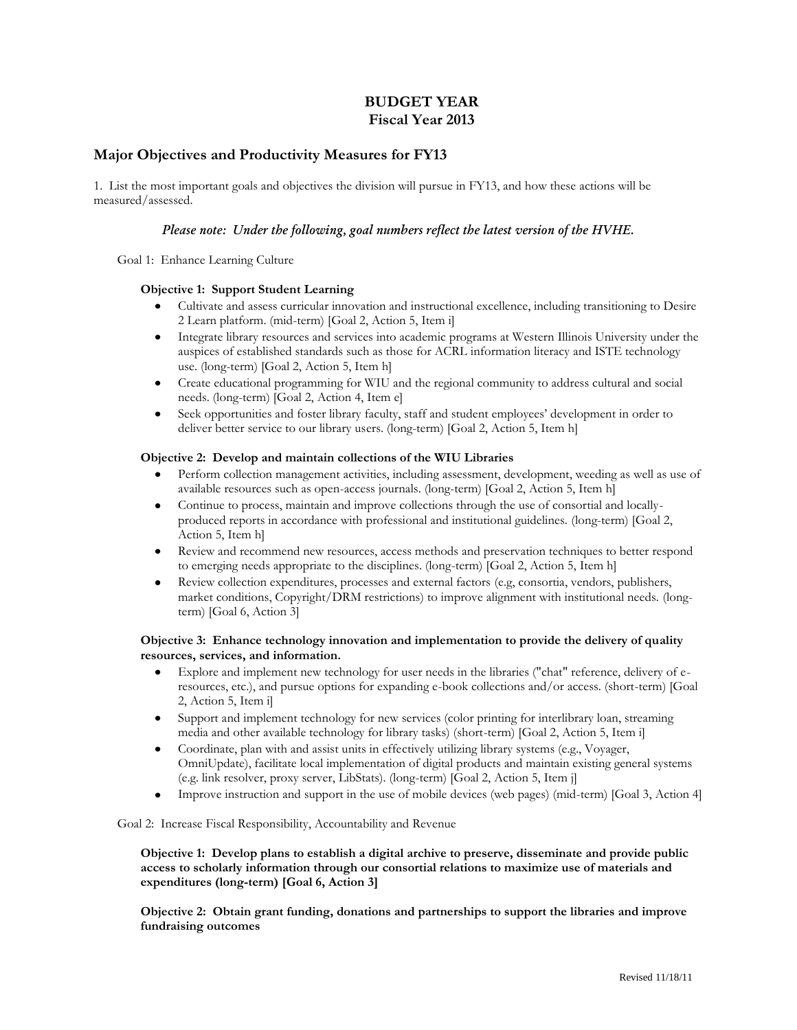# BUDGET YEAR
# Fiscal Year 2013

## Major Objectives and Productivity Measures for FY13

1. List the most important goals and objectives the division will pursue in FY13, and how these actions will be measured/assessed.

***Please note: Under the following, goal numbers reflect the latest version of the HVHE.***

Goal 1: Enhance Learning Culture

**Objective 1: Support Student Learning**

- Cultivate and assess curricular innovation and instructional excellence, including transitioning to Desire 2 Learn platform. (mid-term) [Goal 2, Action 5, Item i]
- Integrate library resources and services into academic programs at Western Illinois University under the auspices of established standards such as those for ACRL information literacy and ISTE technology use. (long-term) [Goal 2, Action 5, Item h]
- Create educational programming for WIU and the regional community to address cultural and social needs. (long-term) [Goal 2, Action 4, Item e]
- Seek opportunities and foster library faculty, staff and student employees' development in order to deliver better service to our library users. (long-term) [Goal 2, Action 5, Item h]

**Objective 2: Develop and maintain collections of the WIU Libraries**

- Perform collection management activities, including assessment, development, weeding as well as use of available resources such as open-access journals. (long-term) [Goal 2, Action 5, Item h]
- Continue to process, maintain and improve collections through the use of consortial and locally-produced reports in accordance with professional and institutional guidelines. (long-term) [Goal 2, Action 5, Item h]
- Review and recommend new resources, access methods and preservation techniques to better respond to emerging needs appropriate to the disciplines. (long-term) [Goal 2, Action 5, Item h]
- Review collection expenditures, processes and external factors (e.g, consortia, vendors, publishers, market conditions, Copyright/DRM restrictions) to improve alignment with institutional needs. (long-term) [Goal 6, Action 3]

**Objective 3: Enhance technology innovation and implementation to provide the delivery of quality resources, services, and information.**

- Explore and implement new technology for user needs in the libraries ("chat" reference, delivery of e-resources, etc.), and pursue options for expanding e-book collections and/or access. (short-term) [Goal 2, Action 5, Item i]
- Support and implement technology for new services (color printing for interlibrary loan, streaming media and other available technology for library tasks) (short-term) [Goal 2, Action 5, Item i]
- Coordinate, plan with and assist units in effectively utilizing library systems (e.g., Voyager, OmniUpdate), facilitate local implementation of digital products and maintain existing general systems (e.g. link resolver, proxy server, LibStats). (long-term) [Goal 2, Action 5, Item j]
- Improve instruction and support in the use of mobile devices (web pages) (mid-term) [Goal 3, Action 4]

Goal 2: Increase Fiscal Responsibility, Accountability and Revenue

**Objective 1: Develop plans to establish a digital archive to preserve, disseminate and provide public access to scholarly information through our consortial relations to maximize use of materials and expenditures (long-term) [Goal 6, Action 3]**

**Objective 2: Obtain grant funding, donations and partnerships to support the libraries and improve fundraising outcomes**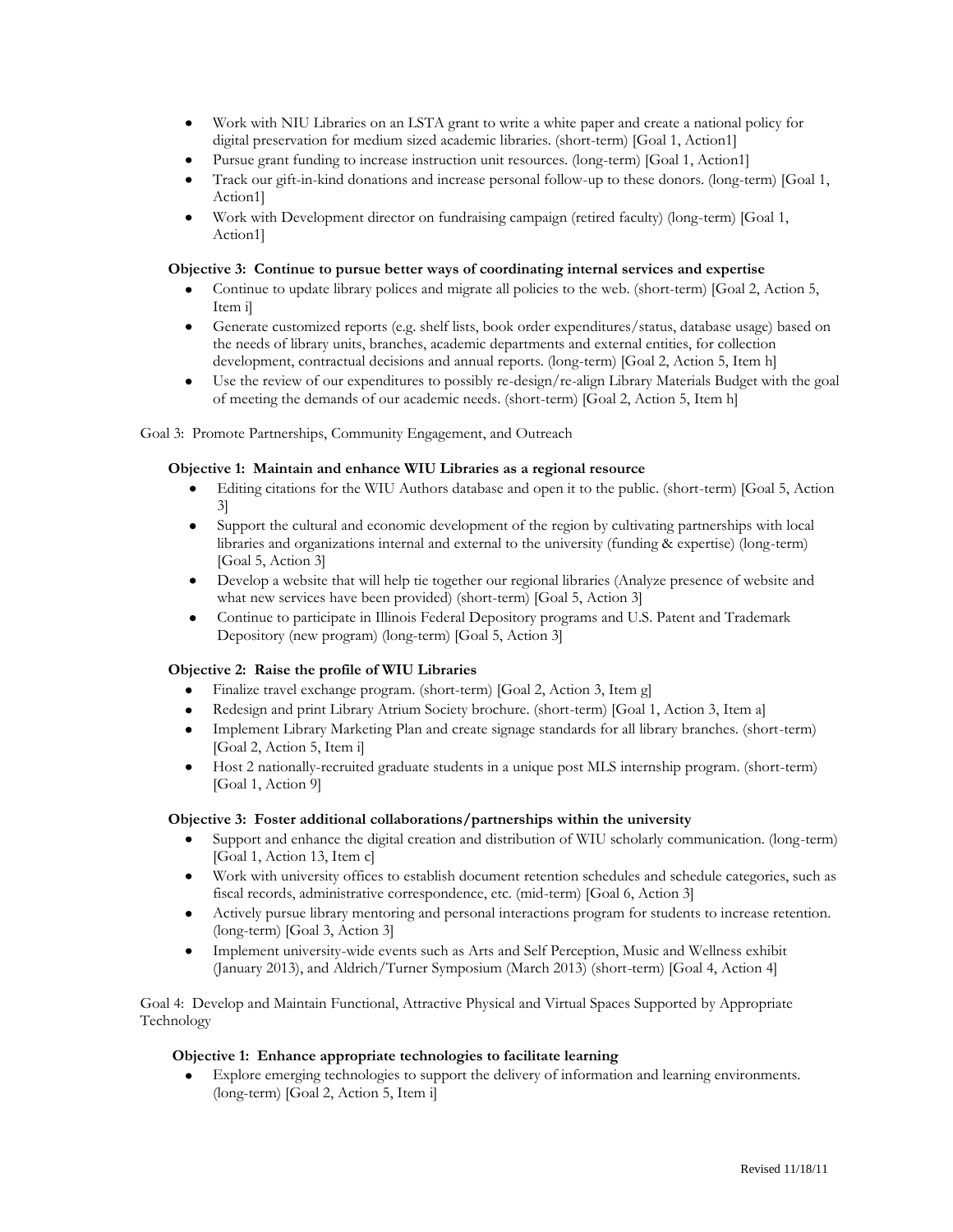- Work with NIU Libraries on an LSTA grant to write a white paper and create a national policy for digital preservation for medium sized academic libraries. (short-term) [Goal 1, Action1]
- Pursue grant funding to increase instruction unit resources. (long-term) [Goal 1, Action1]
- Track our gift-in-kind donations and increase personal follow-up to these donors. (long-term) [Goal 1, Action1]
- Work with Development director on fundraising campaign (retired faculty) (long-term) [Goal 1, Action1]

**Objective 3: Continue to pursue better ways of coordinating internal services and expertise**

- Continue to update library polices and migrate all policies to the web. (short-term) [Goal 2, Action 5, Item i]
- Generate customized reports (e.g. shelf lists, book order expenditures/status, database usage) based on the needs of library units, branches, academic departments and external entities, for collection development, contractual decisions and annual reports. (long-term) [Goal 2, Action 5, Item h]
- Use the review of our expenditures to possibly re-design/re-align Library Materials Budget with the goal of meeting the demands of our academic needs. (short-term) [Goal 2, Action 5, Item h]

Goal 3: Promote Partnerships, Community Engagement, and Outreach

**Objective 1: Maintain and enhance WIU Libraries as a regional resource**

- Editing citations for the WIU Authors database and open it to the public. (short-term) [Goal 5, Action 3]
- Support the cultural and economic development of the region by cultivating partnerships with local libraries and organizations internal and external to the university (funding & expertise) (long-term) [Goal 5, Action 3]
- Develop a website that will help tie together our regional libraries (Analyze presence of website and what new services have been provided) (short-term) [Goal 5, Action 3]
- Continue to participate in Illinois Federal Depository programs and U.S. Patent and Trademark Depository (new program) (long-term) [Goal 5, Action 3]

**Objective 2: Raise the profile of WIU Libraries**

- Finalize travel exchange program. (short-term) [Goal 2, Action 3, Item g]
- Redesign and print Library Atrium Society brochure. (short-term) [Goal 1, Action 3, Item a]
- Implement Library Marketing Plan and create signage standards for all library branches. (short-term) [Goal 2, Action 5, Item i]
- Host 2 nationally-recruited graduate students in a unique post MLS internship program. (short-term) [Goal 1, Action 9]

**Objective 3: Foster additional collaborations/partnerships within the university**

- Support and enhance the digital creation and distribution of WIU scholarly communication. (long-term) [Goal 1, Action 13, Item c]
- Work with university offices to establish document retention schedules and schedule categories, such as fiscal records, administrative correspondence, etc. (mid-term) [Goal 6, Action 3]
- Actively pursue library mentoring and personal interactions program for students to increase retention. (long-term) [Goal 3, Action 3]
- Implement university-wide events such as Arts and Self Perception, Music and Wellness exhibit (January 2013), and Aldrich/Turner Symposium (March 2013) (short-term) [Goal 4, Action 4]

Goal 4: Develop and Maintain Functional, Attractive Physical and Virtual Spaces Supported by Appropriate Technology

**Objective 1: Enhance appropriate technologies to facilitate learning**

- Explore emerging technologies to support the delivery of information and learning environments. (long-term) [Goal 2, Action 5, Item i]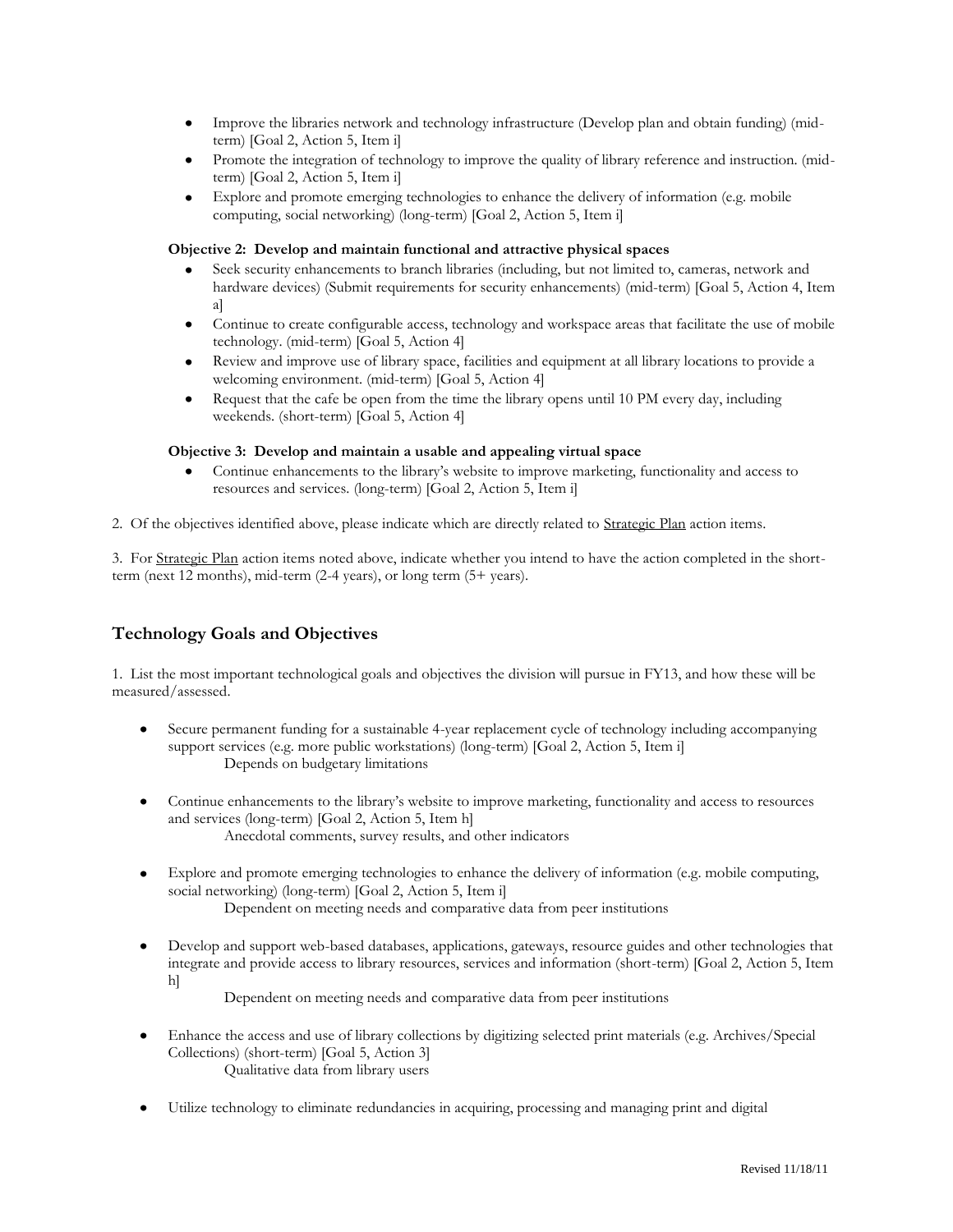- Improve the libraries network and technology infrastructure (Develop plan and obtain funding) (mid-term) [Goal 2, Action 5, Item i]
- Promote the integration of technology to improve the quality of library reference and instruction. (mid-term) [Goal 2, Action 5, Item i]
- Explore and promote emerging technologies to enhance the delivery of information (e.g. mobile computing, social networking) (long-term) [Goal 2, Action 5, Item i]

**Objective 2: Develop and maintain functional and attractive physical spaces**

- Seek security enhancements to branch libraries (including, but not limited to, cameras, network and hardware devices) (Submit requirements for security enhancements) (mid-term) [Goal 5, Action 4, Item a]
- Continue to create configurable access, technology and workspace areas that facilitate the use of mobile technology. (mid-term) [Goal 5, Action 4]
- Review and improve use of library space, facilities and equipment at all library locations to provide a welcoming environment. (mid-term) [Goal 5, Action 4]
- Request that the cafe be open from the time the library opens until 10 PM every day, including weekends. (short-term) [Goal 5, Action 4]

**Objective 3: Develop and maintain a usable and appealing virtual space**

- Continue enhancements to the library's website to improve marketing, functionality and access to resources and services. (long-term) [Goal 2, Action 5, Item i]

2. Of the objectives identified above, please indicate which are directly related to Strategic Plan action items.

3. For Strategic Plan action items noted above, indicate whether you intend to have the action completed in the short-term (next 12 months), mid-term (2-4 years), or long term (5+ years).

## Technology Goals and Objectives

1. List the most important technological goals and objectives the division will pursue in FY13, and how these will be measured/assessed.

- Secure permanent funding for a sustainable 4-year replacement cycle of technology including accompanying support services (e.g. more public workstations) (long-term) [Goal 2, Action 5, Item i]
  Depends on budgetary limitations

- Continue enhancements to the library's website to improve marketing, functionality and access to resources and services (long-term) [Goal 2, Action 5, Item h]
  Anecdotal comments, survey results, and other indicators

- Explore and promote emerging technologies to enhance the delivery of information (e.g. mobile computing, social networking) (long-term) [Goal 2, Action 5, Item i]
  Dependent on meeting needs and comparative data from peer institutions

- Develop and support web-based databases, applications, gateways, resource guides and other technologies that integrate and provide access to library resources, services and information (short-term) [Goal 2, Action 5, Item h]
  Dependent on meeting needs and comparative data from peer institutions

- Enhance the access and use of library collections by digitizing selected print materials (e.g. Archives/Special Collections) (short-term) [Goal 5, Action 3]
  Qualitative data from library users

- Utilize technology to eliminate redundancies in acquiring, processing and managing print and digital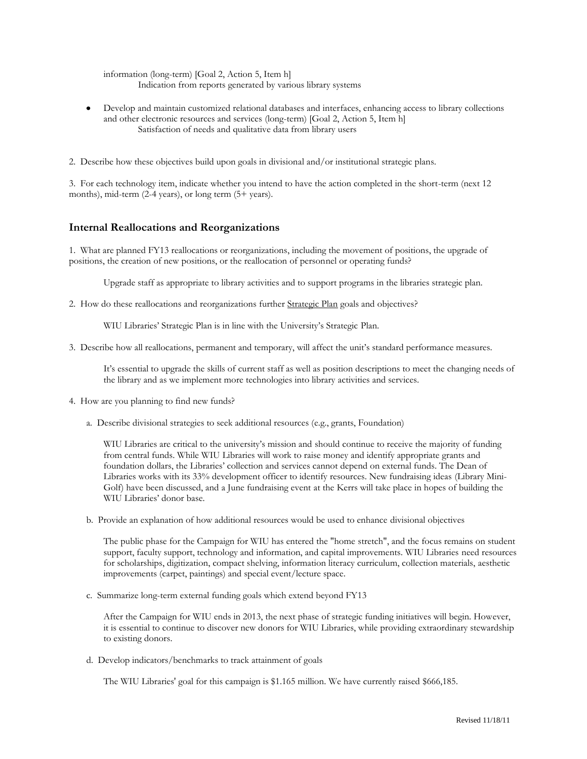information (long-term) [Goal 2, Action 5, Item h]
Indication from reports generated by various library systems

- Develop and maintain customized relational databases and interfaces, enhancing access to library collections and other electronic resources and services (long-term) [Goal 2, Action 5, Item h]
  Satisfaction of needs and qualitative data from library users

2. Describe how these objectives build upon goals in divisional and/or institutional strategic plans.

3. For each technology item, indicate whether you intend to have the action completed in the short-term (next 12 months), mid-term (2-4 years), or long term (5+ years).

## Internal Reallocations and Reorganizations

1. What are planned FY13 reallocations or reorganizations, including the movement of positions, the upgrade of positions, the creation of new positions, or the reallocation of personnel or operating funds?

   Upgrade staff as appropriate to library activities and to support programs in the libraries strategic plan.

2. How do these reallocations and reorganizations further Strategic Plan goals and objectives?

   WIU Libraries' Strategic Plan is in line with the University's Strategic Plan.

3. Describe how all reallocations, permanent and temporary, will affect the unit's standard performance measures.

   It's essential to upgrade the skills of current staff as well as position descriptions to meet the changing needs of the library and as we implement more technologies into library activities and services.

4. How are you planning to find new funds?

   a. Describe divisional strategies to seek additional resources (e.g., grants, Foundation)

   WIU Libraries are critical to the university's mission and should continue to receive the majority of funding from central funds. While WIU Libraries will work to raise money and identify appropriate grants and foundation dollars, the Libraries' collection and services cannot depend on external funds. The Dean of Libraries works with its 33% development officer to identify resources. New fundraising ideas (Library Mini-Golf) have been discussed, and a June fundraising event at the Kerrs will take place in hopes of building the WIU Libraries' donor base.

   b. Provide an explanation of how additional resources would be used to enhance divisional objectives

   The public phase for the Campaign for WIU has entered the "home stretch", and the focus remains on student support, faculty support, technology and information, and capital improvements. WIU Libraries need resources for scholarships, digitization, compact shelving, information literacy curriculum, collection materials, aesthetic improvements (carpet, paintings) and special event/lecture space.

   c. Summarize long-term external funding goals which extend beyond FY13

   After the Campaign for WIU ends in 2013, the next phase of strategic funding initiatives will begin. However, it is essential to continue to discover new donors for WIU Libraries, while providing extraordinary stewardship to existing donors.

   d. Develop indicators/benchmarks to track attainment of goals

   The WIU Libraries' goal for this campaign is $1.165 million. We have currently raised $666,185.

Revised 11/18/11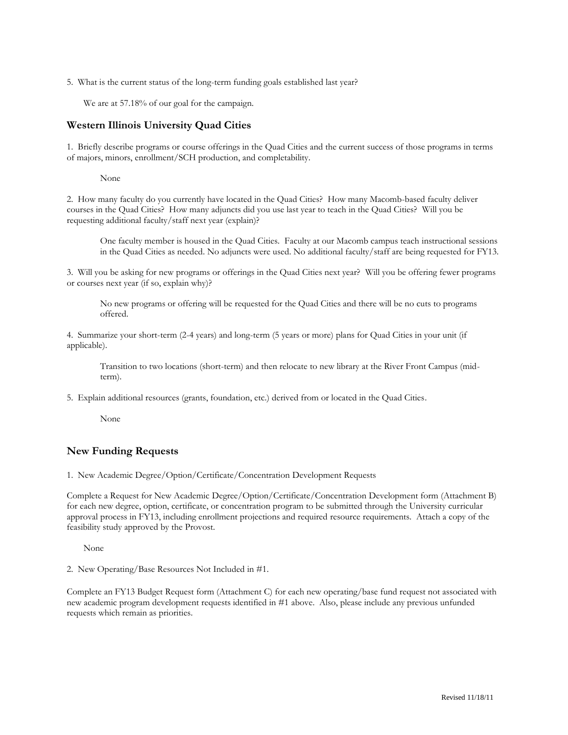5. What is the current status of the long-term funding goals established last year?

We are at 57.18% of our goal for the campaign.

## Western Illinois University Quad Cities

1. Briefly describe programs or course offerings in the Quad Cities and the current success of those programs in terms of majors, minors, enrollment/SCH production, and completability.

None

2. How many faculty do you currently have located in the Quad Cities? How many Macomb-based faculty deliver courses in the Quad Cities? How many adjuncts did you use last year to teach in the Quad Cities? Will you be requesting additional faculty/staff next year (explain)?

One faculty member is housed in the Quad Cities. Faculty at our Macomb campus teach instructional sessions in the Quad Cities as needed. No adjuncts were used. No additional faculty/staff are being requested for FY13.

3. Will you be asking for new programs or offerings in the Quad Cities next year? Will you be offering fewer programs or courses next year (if so, explain why)?

No new programs or offering will be requested for the Quad Cities and there will be no cuts to programs offered.

4. Summarize your short-term (2-4 years) and long-term (5 years or more) plans for Quad Cities in your unit (if applicable).

Transition to two locations (short-term) and then relocate to new library at the River Front Campus (mid-term).

5. Explain additional resources (grants, foundation, etc.) derived from or located in the Quad Cities.

None

## New Funding Requests

1. New Academic Degree/Option/Certificate/Concentration Development Requests

Complete a Request for New Academic Degree/Option/Certificate/Concentration Development form (Attachment B) for each new degree, option, certificate, or concentration program to be submitted through the University curricular approval process in FY13, including enrollment projections and required resource requirements. Attach a copy of the feasibility study approved by the Provost.

None

2. New Operating/Base Resources Not Included in #1.

Complete an FY13 Budget Request form (Attachment C) for each new operating/base fund request not associated with new academic program development requests identified in #1 above. Also, please include any previous unfunded requests which remain as priorities.

Revised 11/18/11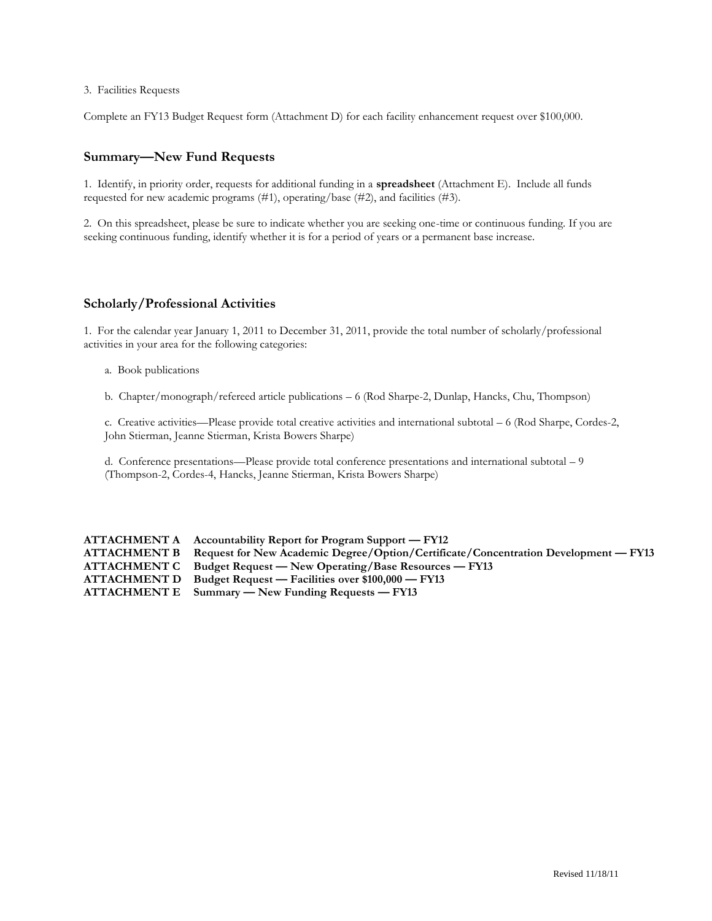3. Facilities Requests

Complete an FY13 Budget Request form (Attachment D) for each facility enhancement request over $100,000.

## Summary—New Fund Requests

1. Identify, in priority order, requests for additional funding in a **spreadsheet** (Attachment E). Include all funds requested for new academic programs (#1), operating/base (#2), and facilities (#3).

2. On this spreadsheet, please be sure to indicate whether you are seeking one-time or continuous funding. If you are seeking continuous funding, identify whether it is for a period of years or a permanent base increase.

## Scholarly/Professional Activities

1. For the calendar year January 1, 2011 to December 31, 2011, provide the total number of scholarly/professional activities in your area for the following categories:

   a. Book publications

   b. Chapter/monograph/refereed article publications – 6 (Rod Sharpe-2, Dunlap, Hancks, Chu, Thompson)

   c. Creative activities—Please provide total creative activities and international subtotal – 6 (Rod Sharpe, Cordes-2, John Stierman, Jeanne Stierman, Krista Bowers Sharpe)

   d. Conference presentations—Please provide total conference presentations and international subtotal – 9 (Thompson-2, Cordes-4, Hancks, Jeanne Stierman, Krista Bowers Sharpe)

**ATTACHMENT A** **Accountability Report for Program Support — FY12**
**ATTACHMENT B** **Request for New Academic Degree/Option/Certificate/Concentration Development — FY13**
**ATTACHMENT C** **Budget Request — New Operating/Base Resources — FY13**
**ATTACHMENT D** **Budget Request — Facilities over $100,000 — FY13**
**ATTACHMENT E** **Summary — New Funding Requests — FY13**

Revised 11/18/11